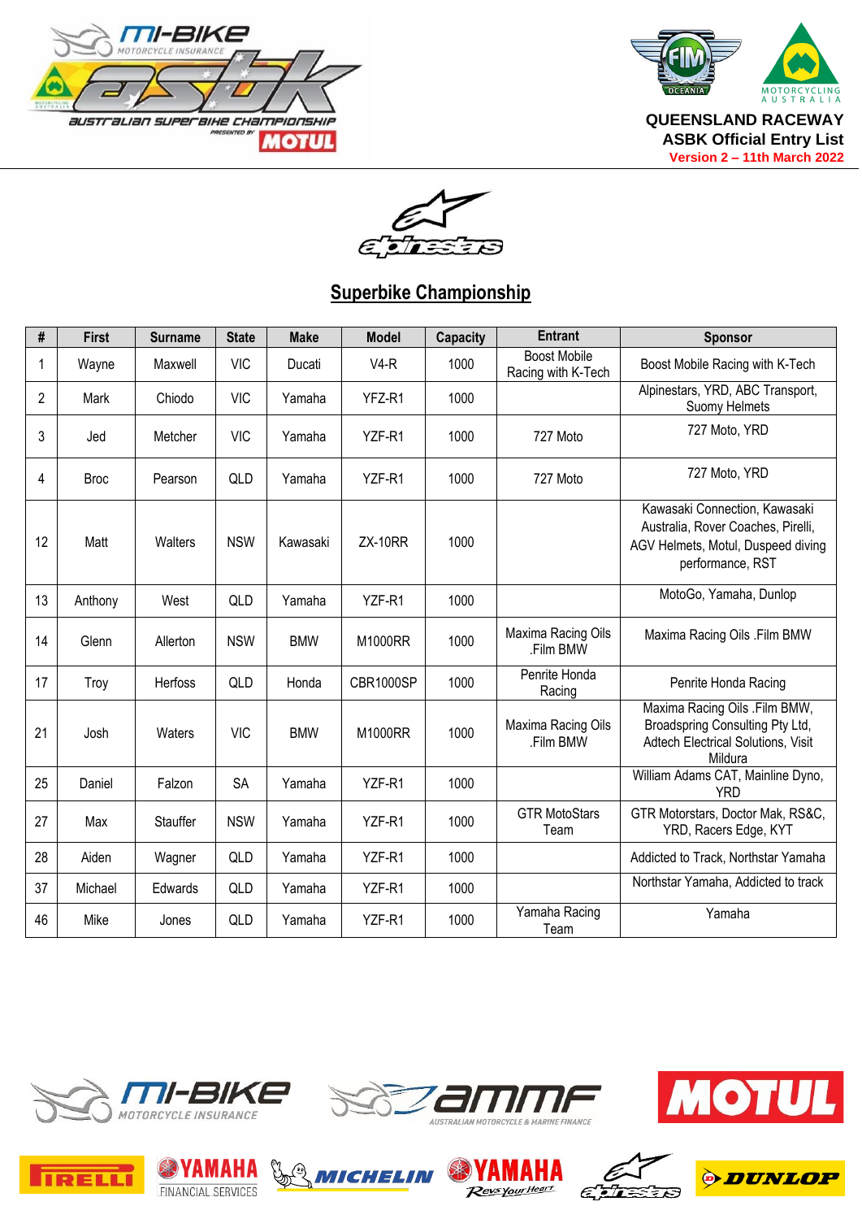**QUEENSLAND RACEWAY**
**ASBK Official Entry List**
**Version 2 – 11th March 2022**

## Superbike Championship

| # | First | Surname | State | Make | Model | Capacity | Entrant | Sponsor |
|---|---|---|---|---|---|---|---|---|
| 1 | Wayne | Maxwell | VIC | Ducati | V4-R | 1000 | Boost Mobile Racing with K-Tech | Boost Mobile Racing with K-Tech |
| 2 | Mark | Chiodo | VIC | Yamaha | YFZ-R1 | 1000 | | Alpinestars, YRD, ABC Transport, Suomy Helmets |
| 3 | Jed | Metcher | VIC | Yamaha | YZF-R1 | 1000 | 727 Moto | 727 Moto, YRD |
| 4 | Broc | Pearson | QLD | Yamaha | YZF-R1 | 1000 | 727 Moto | 727 Moto, YRD |
| 12 | Matt | Walters | NSW | Kawasaki | ZX-10RR | 1000 | | Kawasaki Connection, Kawasaki Australia, Rover Coaches, Pirelli, AGV Helmets, Motul, Duspeed diving performance, RST |
| 13 | Anthony | West | QLD | Yamaha | YZF-R1 | 1000 | | MotoGo, Yamaha, Dunlop |
| 14 | Glenn | Allerton | NSW | BMW | M1000RR | 1000 | Maxima Racing Oils .Film BMW | Maxima Racing Oils .Film BMW |
| 17 | Troy | Herfoss | QLD | Honda | CBR1000SP | 1000 | Penrite Honda Racing | Penrite Honda Racing |
| 21 | Josh | Waters | VIC | BMW | M1000RR | 1000 | Maxima Racing Oils .Film BMW | Maxima Racing Oils .Film BMW, Broadspring Consulting Pty Ltd, Adtech Electrical Solutions, Visit Mildura |
| 25 | Daniel | Falzon | SA | Yamaha | YZF-R1 | 1000 | | William Adams CAT, Mainline Dyno, YRD |
| 27 | Max | Stauffer | NSW | Yamaha | YZF-R1 | 1000 | GTR MotoStars Team | GTR Motorstars, Doctor Mak, RS&C, YRD, Racers Edge, KYT |
| 28 | Aiden | Wagner | QLD | Yamaha | YZF-R1 | 1000 | | Addicted to Track, Northstar Yamaha |
| 37 | Michael | Edwards | QLD | Yamaha | YZF-R1 | 1000 | | Northstar Yamaha, Addicted to track |
| 46 | Mike | Jones | QLD | Yamaha | YZF-R1 | 1000 | Yamaha Racing Team | Yamaha |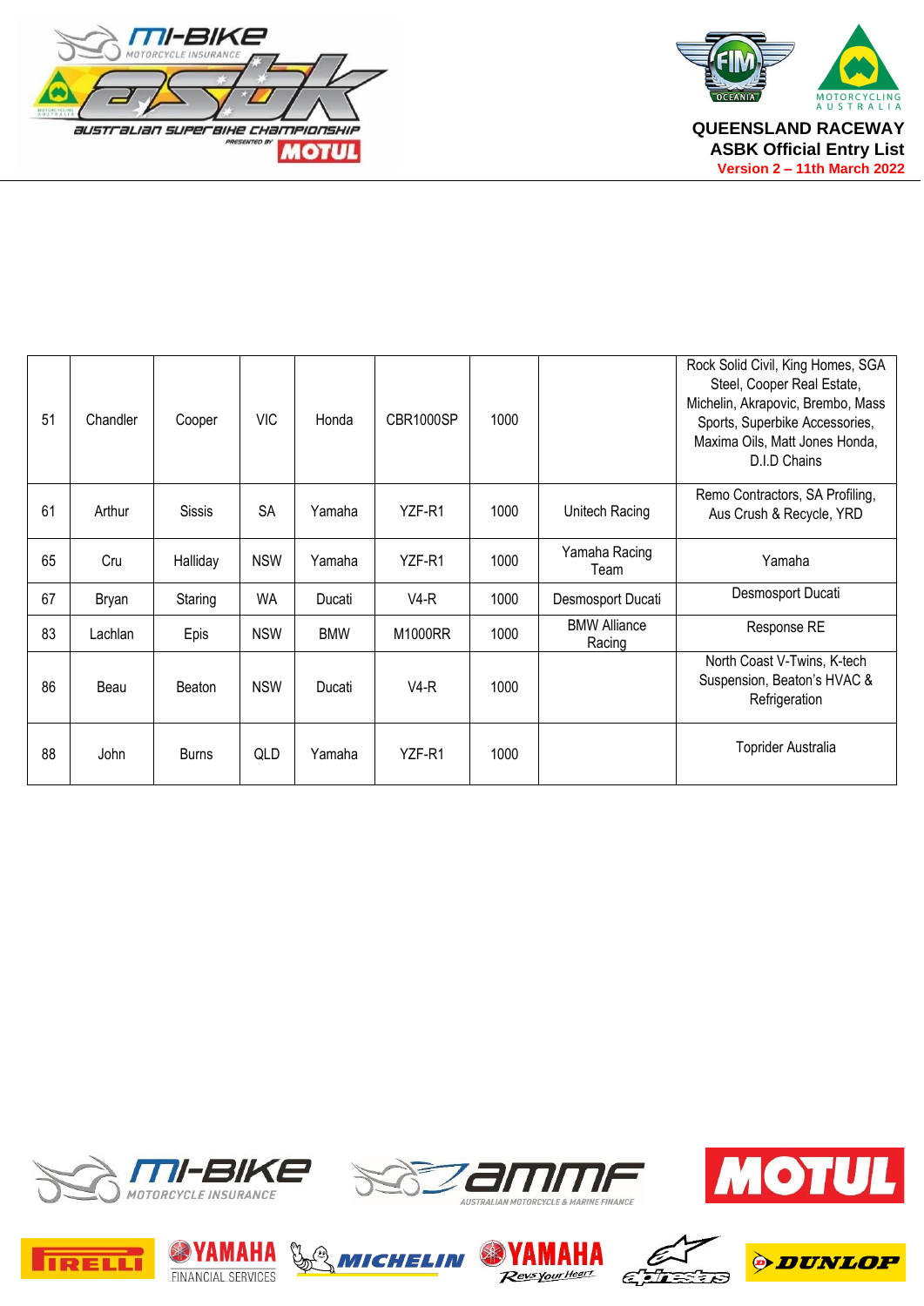QUEENSLAND RACEWAY

ASBK Official Entry List

Version 2 – 11th March 2022

| | | | | | | | | |
|---|---|---|---|---|---|---|---|---|
| 51 | Chandler | Cooper | VIC | Honda | CBR1000SP | 1000 | | Rock Solid Civil, King Homes, SGA Steel, Cooper Real Estate, Michelin, Akrapovic, Brembo, Mass Sports, Superbike Accessories, Maxima Oils, Matt Jones Honda, D.I.D Chains |
| 61 | Arthur | Sissis | SA | Yamaha | YZF-R1 | 1000 | Unitech Racing | Remo Contractors, SA Profiling, Aus Crush & Recycle, YRD |
| 65 | Cru | Halliday | NSW | Yamaha | YZF-R1 | 1000 | Yamaha Racing Team | Yamaha |
| 67 | Bryan | Staring | WA | Ducati | V4-R | 1000 | Desmosport Ducati | Desmosport Ducati |
| 83 | Lachlan | Epis | NSW | BMW | M1000RR | 1000 | BMW Alliance Racing | Response RE |
| 86 | Beau | Beaton | NSW | Ducati | V4-R | 1000 | | North Coast V-Twins, K-tech Suspension, Beaton's HVAC & Refrigeration |
| 88 | John | Burns | QLD | Yamaha | YZF-R1 | 1000 | | Toprider Australia |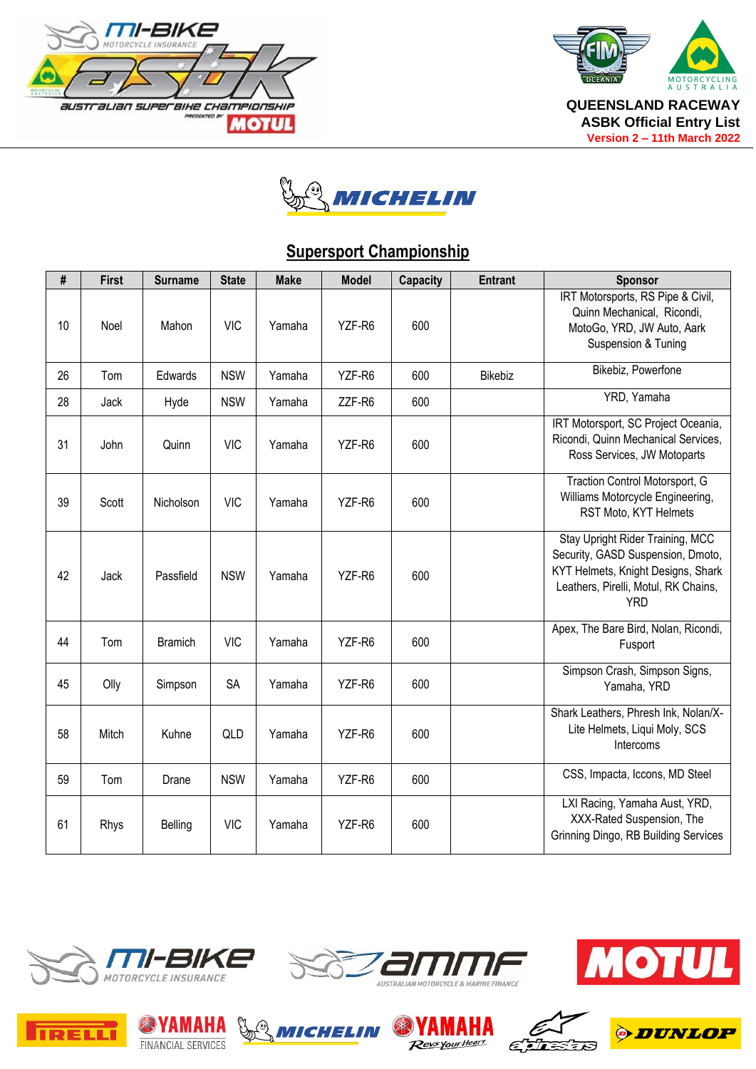QUEENSLAND RACEWAY
ASBK Official Entry List
Version 2 – 11th March 2022

## Supersport Championship

| # | First | Surname | State | Make | Model | Capacity | Entrant | Sponsor |
|---|---|---|---|---|---|---|---|---|
| 10 | Noel | Mahon | VIC | Yamaha | YZF-R6 | 600 | | IRT Motorsports, RS Pipe & Civil, Quinn Mechanical, Ricondi, MotoGo, YRD, JW Auto, Aark Suspension & Tuning |
| 26 | Tom | Edwards | NSW | Yamaha | YZF-R6 | 600 | Bikebiz | Bikebiz, Powerfone |
| 28 | Jack | Hyde | NSW | Yamaha | ZZF-R6 | 600 | | YRD, Yamaha |
| 31 | John | Quinn | VIC | Yamaha | YZF-R6 | 600 | | IRT Motorsport, SC Project Oceania, Ricondi, Quinn Mechanical Services, Ross Services, JW Motoparts |
| 39 | Scott | Nicholson | VIC | Yamaha | YZF-R6 | 600 | | Traction Control Motorsport, G Williams Motorcycle Engineering, RST Moto, KYT Helmets |
| 42 | Jack | Passfield | NSW | Yamaha | YZF-R6 | 600 | | Stay Upright Rider Training, MCC Security, GASD Suspension, Dmoto, KYT Helmets, Knight Designs, Shark Leathers, Pirelli, Motul, RK Chains, YRD |
| 44 | Tom | Bramich | VIC | Yamaha | YZF-R6 | 600 | | Apex, The Bare Bird, Nolan, Ricondi, Fusport |
| 45 | Olly | Simpson | SA | Yamaha | YZF-R6 | 600 | | Simpson Crash, Simpson Signs, Yamaha, YRD |
| 58 | Mitch | Kuhne | QLD | Yamaha | YZF-R6 | 600 | | Shark Leathers, Phresh Ink, Nolan/X-Lite Helmets, Liqui Moly, SCS Intercoms |
| 59 | Tom | Drane | NSW | Yamaha | YZF-R6 | 600 | | CSS, Impacta, Iccons, MD Steel |
| 61 | Rhys | Belling | VIC | Yamaha | YZF-R6 | 600 | | LXI Racing, Yamaha Aust, YRD, XXX-Rated Suspension, The Grinning Dingo, RB Building Services |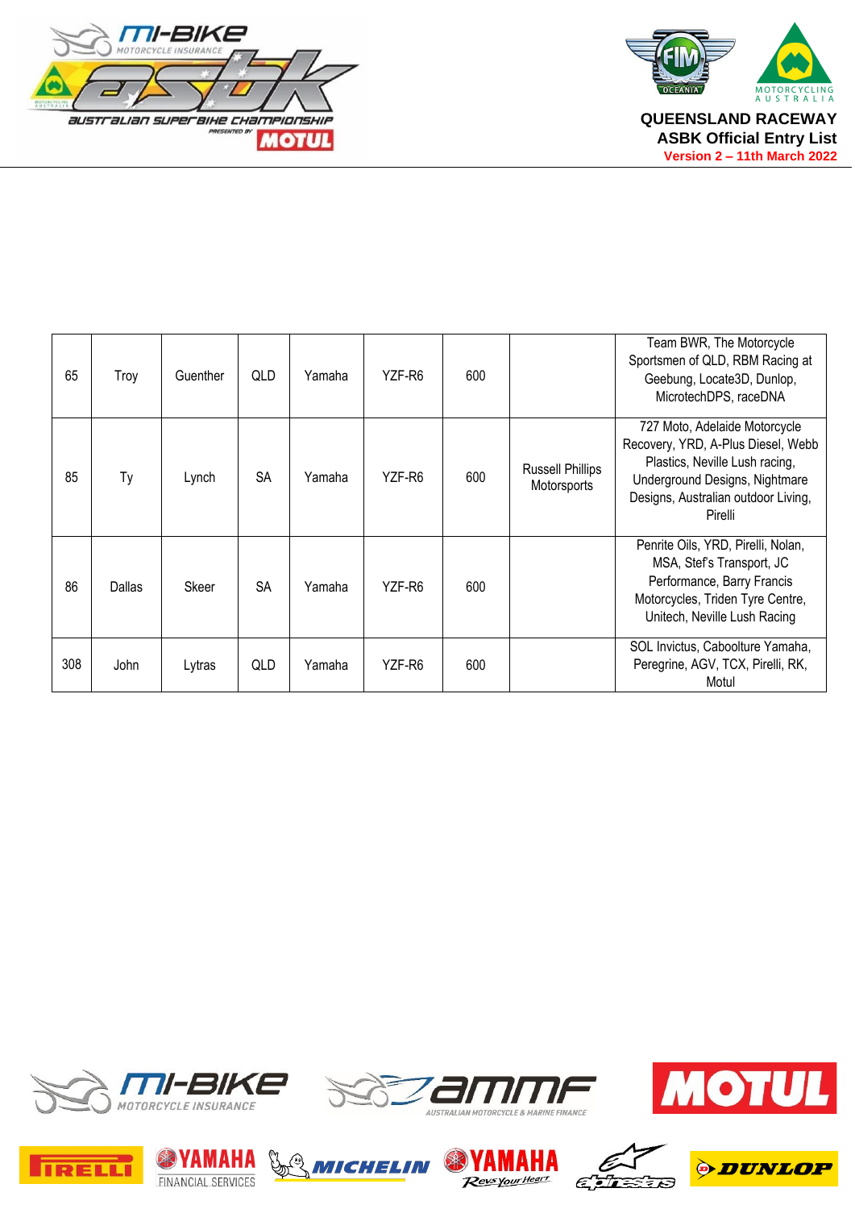**QUEENSLAND RACEWAY**
**ASBK Official Entry List**
**Version 2 – 11th March 2022**

| | | | | | | | | |
|---|---|---|---|---|---|---|---|---|
| 65 | Troy | Guenther | QLD | Yamaha | YZF-R6 | 600 | | Team BWR, The Motorcycle Sportsmen of QLD, RBM Racing at Geebung, Locate3D, Dunlop, MicrotechDPS, raceDNA |
| 85 | Ty | Lynch | SA | Yamaha | YZF-R6 | 600 | Russell Phillips Motorsports | 727 Moto, Adelaide Motorcycle Recovery, YRD, A-Plus Diesel, Webb Plastics, Neville Lush racing, Underground Designs, Nightmare Designs, Australian outdoor Living, Pirelli |
| 86 | Dallas | Skeer | SA | Yamaha | YZF-R6 | 600 | | Penrite Oils, YRD, Pirelli, Nolan, MSA, Stef's Transport, JC Performance, Barry Francis Motorcycles, Triden Tyre Centre, Unitech, Neville Lush Racing |
| 308 | John | Lytras | QLD | Yamaha | YZF-R6 | 600 | | SOL Invictus, Caboolture Yamaha, Peregrine, AGV, TCX, Pirelli, RK, Motul |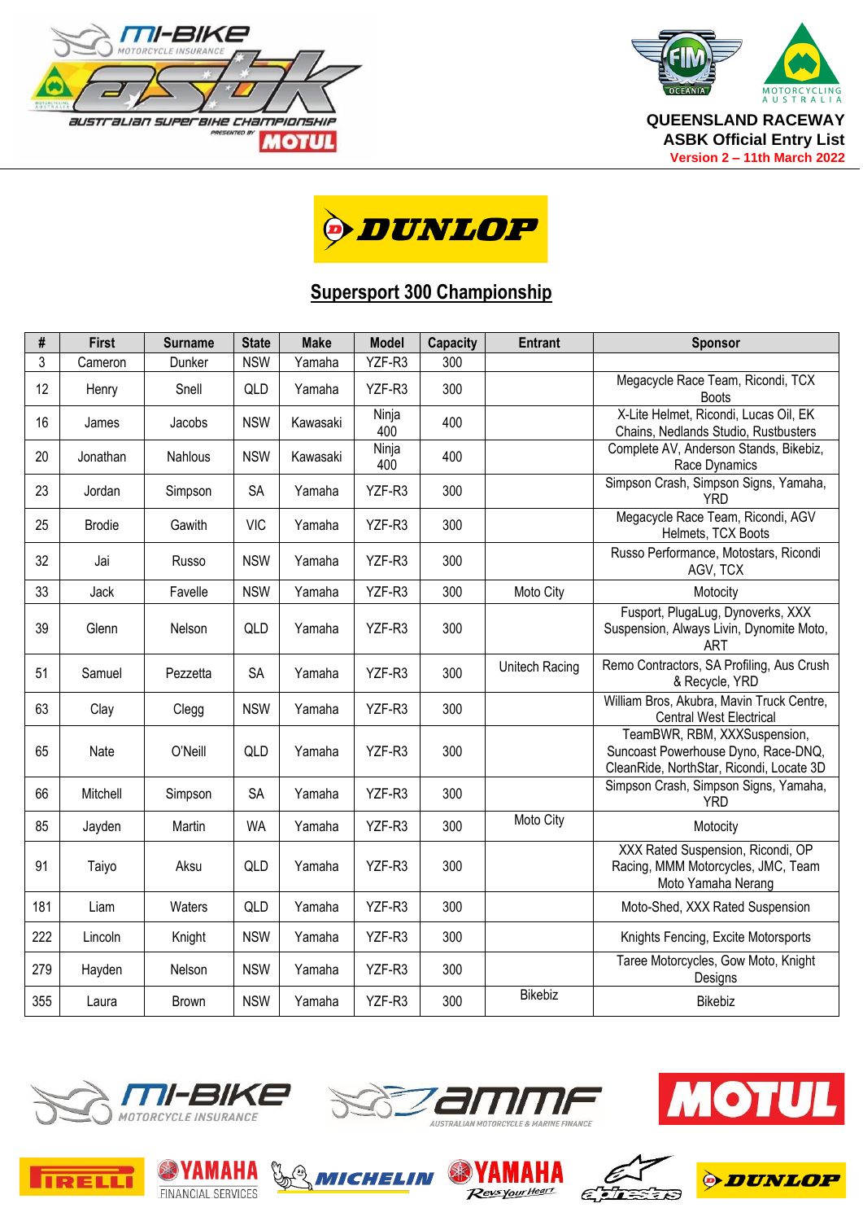QUEENSLAND RACEWAY
ASBK Official Entry List
Version 2 – 11th March 2022

DUNLOP

## Supersport 300 Championship

| # | First | Surname | State | Make | Model | Capacity | Entrant | Sponsor |
|---|---|---|---|---|---|---|---|---|
| 3 | Cameron | Dunker | NSW | Yamaha | YZF-R3 | 300 | | |
| 12 | Henry | Snell | QLD | Yamaha | YZF-R3 | 300 | | Megacycle Race Team, Ricondi, TCX Boots |
| 16 | James | Jacobs | NSW | Kawasaki | Ninja 400 | 400 | | X-Lite Helmet, Ricondi, Lucas Oil, EK Chains, Nedlands Studio, Rustbusters |
| 20 | Jonathan | Nahlous | NSW | Kawasaki | Ninja 400 | 400 | | Complete AV, Anderson Stands, Bikebiz, Race Dynamics |
| 23 | Jordan | Simpson | SA | Yamaha | YZF-R3 | 300 | | Simpson Crash, Simpson Signs, Yamaha, YRD |
| 25 | Brodie | Gawith | VIC | Yamaha | YZF-R3 | 300 | | Megacycle Race Team, Ricondi, AGV Helmets, TCX Boots |
| 32 | Jai | Russo | NSW | Yamaha | YZF-R3 | 300 | | Russo Performance, Motostars, Ricondi AGV, TCX |
| 33 | Jack | Favelle | NSW | Yamaha | YZF-R3 | 300 | Moto City | Motocity |
| 39 | Glenn | Nelson | QLD | Yamaha | YZF-R3 | 300 | | Fusport, PlugaLug, Dynoverks, XXX Suspension, Always Livin, Dynomite Moto, ART |
| 51 | Samuel | Pezzetta | SA | Yamaha | YZF-R3 | 300 | Unitech Racing | Remo Contractors, SA Profiling, Aus Crush & Recycle, YRD |
| 63 | Clay | Clegg | NSW | Yamaha | YZF-R3 | 300 | | William Bros, Akubra, Mavin Truck Centre, Central West Electrical |
| 65 | Nate | O'Neill | QLD | Yamaha | YZF-R3 | 300 | | TeamBWR, RBM, XXXSuspension, Suncoast Powerhouse Dyno, Race-DNQ, CleanRide, NorthStar, Ricondi, Locate 3D |
| 66 | Mitchell | Simpson | SA | Yamaha | YZF-R3 | 300 | | Simpson Crash, Simpson Signs, Yamaha, YRD |
| 85 | Jayden | Martin | WA | Yamaha | YZF-R3 | 300 | Moto City | Motocity |
| 91 | Taiyo | Aksu | QLD | Yamaha | YZF-R3 | 300 | | XXX Rated Suspension, Ricondi, OP Racing, MMM Motorcycles, JMC, Team Moto Yamaha Nerang |
| 181 | Liam | Waters | QLD | Yamaha | YZF-R3 | 300 | | Moto-Shed, XXX Rated Suspension |
| 222 | Lincoln | Knight | NSW | Yamaha | YZF-R3 | 300 | | Knights Fencing, Excite Motorsports |
| 279 | Hayden | Nelson | NSW | Yamaha | YZF-R3 | 300 | | Taree Motorcycles, Gow Moto, Knight Designs |
| 355 | Laura | Brown | NSW | Yamaha | YZF-R3 | 300 | Bikebiz | Bikebiz |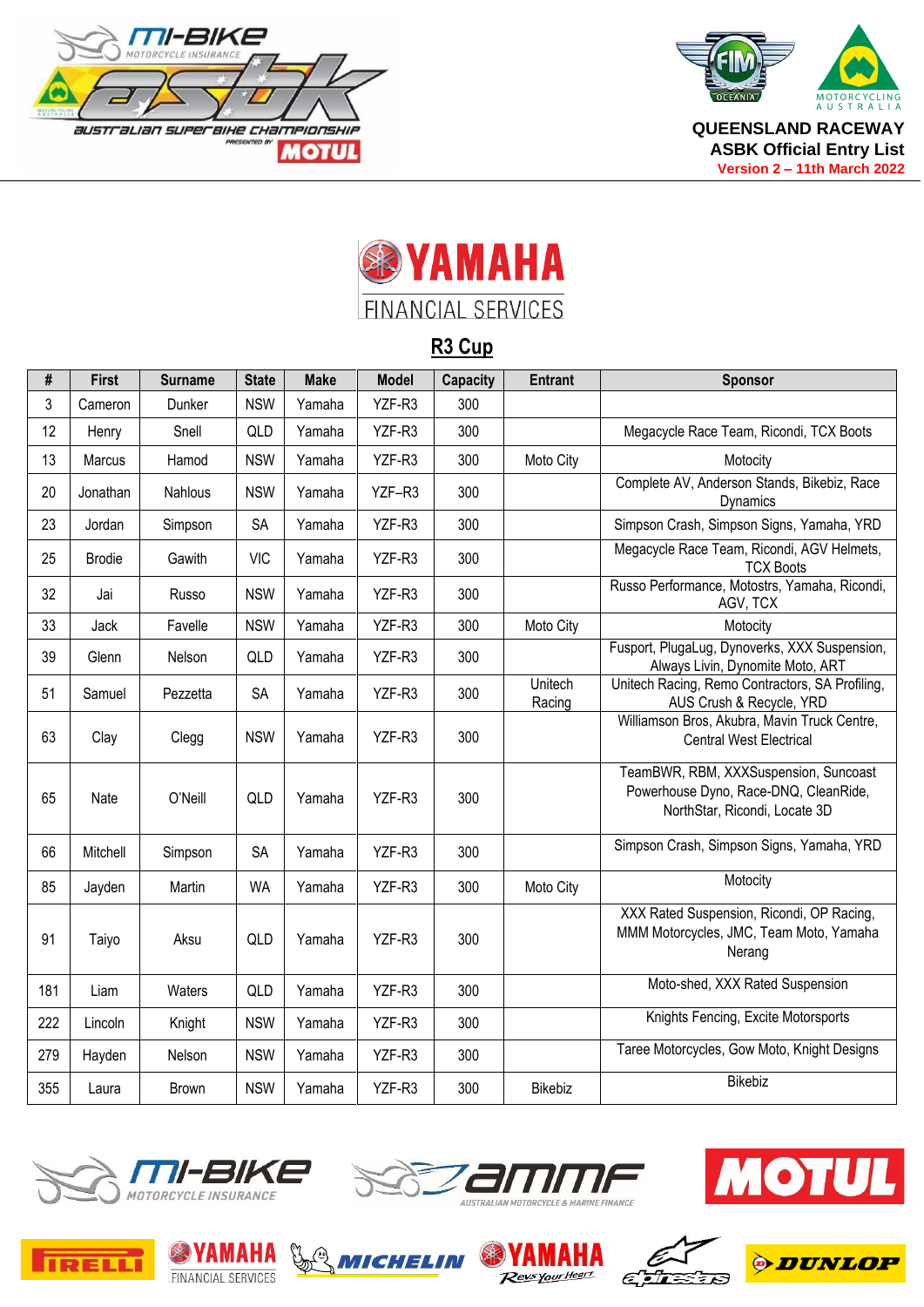QUEENSLAND RACEWAY
ASBK Official Entry List
Version 2 – 11th March 2022

YAMAHA FINANCIAL SERVICES

## R3 Cup

| # | First | Surname | State | Make | Model | Capacity | Entrant | Sponsor |
|---|---|---|---|---|---|---|---|---|
| 3 | Cameron | Dunker | NSW | Yamaha | YZF-R3 | 300 | | |
| 12 | Henry | Snell | QLD | Yamaha | YZF-R3 | 300 | | Megacycle Race Team, Ricondi, TCX Boots |
| 13 | Marcus | Hamod | NSW | Yamaha | YZF-R3 | 300 | Moto City | Motocity |
| 20 | Jonathan | Nahlous | NSW | Yamaha | YZF–R3 | 300 | | Complete AV, Anderson Stands, Bikebiz, Race Dynamics |
| 23 | Jordan | Simpson | SA | Yamaha | YZF-R3 | 300 | | Simpson Crash, Simpson Signs, Yamaha, YRD |
| 25 | Brodie | Gawith | VIC | Yamaha | YZF-R3 | 300 | | Megacycle Race Team, Ricondi, AGV Helmets, TCX Boots |
| 32 | Jai | Russo | NSW | Yamaha | YZF-R3 | 300 | | Russo Performance, Motostrs, Yamaha, Ricondi, AGV, TCX |
| 33 | Jack | Favelle | NSW | Yamaha | YZF-R3 | 300 | Moto City | Motocity |
| 39 | Glenn | Nelson | QLD | Yamaha | YZF-R3 | 300 | | Fusport, PlugaLug, Dynoverks, XXX Suspension, Always Livin, Dynomite Moto, ART |
| 51 | Samuel | Pezzetta | SA | Yamaha | YZF-R3 | 300 | Unitech Racing | Unitech Racing, Remo Contractors, SA Profiling, AUS Crush & Recycle, YRD |
| 63 | Clay | Clegg | NSW | Yamaha | YZF-R3 | 300 | | Williamson Bros, Akubra, Mavin Truck Centre, Central West Electrical |
| 65 | Nate | O'Neill | QLD | Yamaha | YZF-R3 | 300 | | TeamBWR, RBM, XXXSuspension, Suncoast Powerhouse Dyno, Race-DNQ, CleanRide, NorthStar, Ricondi, Locate 3D |
| 66 | Mitchell | Simpson | SA | Yamaha | YZF-R3 | 300 | | Simpson Crash, Simpson Signs, Yamaha, YRD |
| 85 | Jayden | Martin | WA | Yamaha | YZF-R3 | 300 | Moto City | Motocity |
| 91 | Taiyo | Aksu | QLD | Yamaha | YZF-R3 | 300 | | XXX Rated Suspension, Ricondi, OP Racing, MMM Motorcycles, JMC, Team Moto, Yamaha Nerang |
| 181 | Liam | Waters | QLD | Yamaha | YZF-R3 | 300 | | Moto-shed, XXX Rated Suspension |
| 222 | Lincoln | Knight | NSW | Yamaha | YZF-R3 | 300 | | Knights Fencing, Excite Motorsports |
| 279 | Hayden | Nelson | NSW | Yamaha | YZF-R3 | 300 | | Taree Motorcycles, Gow Moto, Knight Designs |
| 355 | Laura | Brown | NSW | Yamaha | YZF-R3 | 300 | Bikebiz | Bikebiz |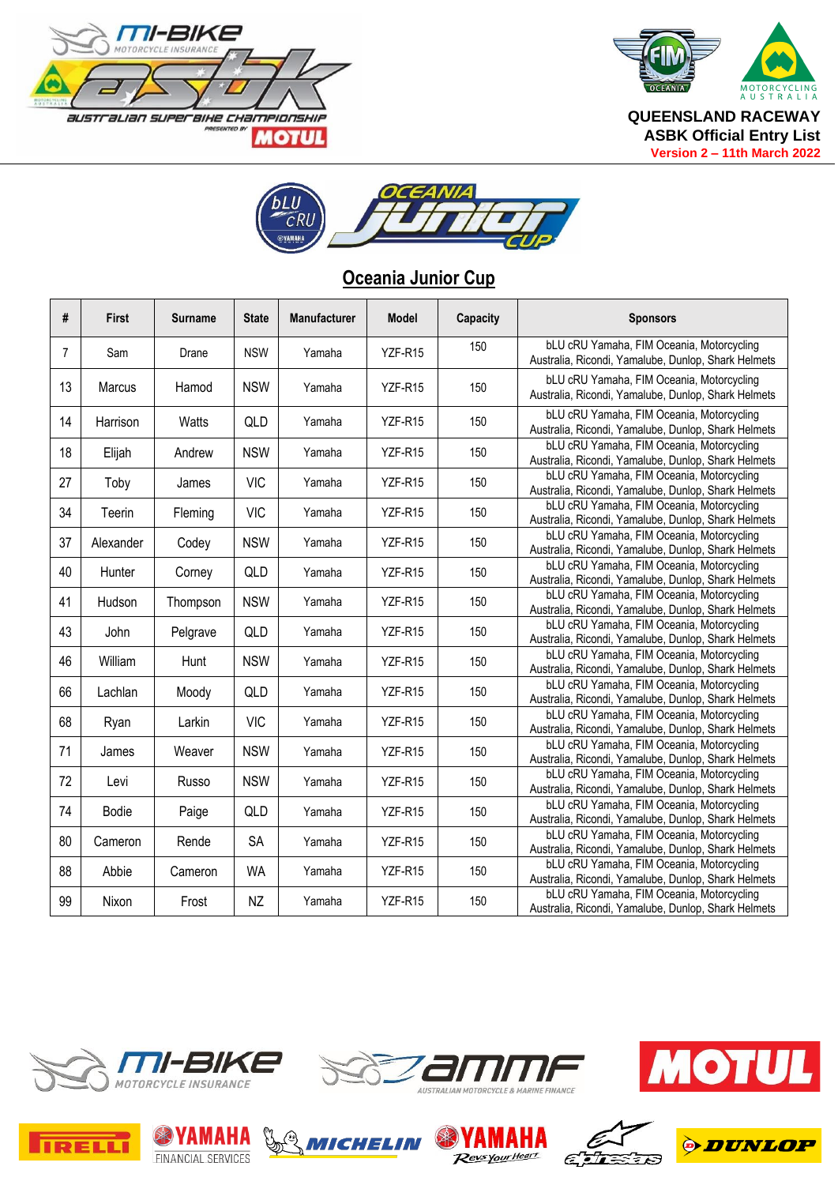QUEENSLAND RACEWAY
ASBK Official Entry List
Version 2 – 11th March 2022

## Oceania Junior Cup

| # | First | Surname | State | Manufacturer | Model | Capacity | Sponsors |
|---|---|---|---|---|---|---|---|
| 7 | Sam | Drane | NSW | Yamaha | YZF-R15 | 150 | bLU cRU Yamaha, FIM Oceania, Motorcycling Australia, Ricondi, Yamalube, Dunlop, Shark Helmets |
| 13 | Marcus | Hamod | NSW | Yamaha | YZF-R15 | 150 | bLU cRU Yamaha, FIM Oceania, Motorcycling Australia, Ricondi, Yamalube, Dunlop, Shark Helmets |
| 14 | Harrison | Watts | QLD | Yamaha | YZF-R15 | 150 | bLU cRU Yamaha, FIM Oceania, Motorcycling Australia, Ricondi, Yamalube, Dunlop, Shark Helmets |
| 18 | Elijah | Andrew | NSW | Yamaha | YZF-R15 | 150 | bLU cRU Yamaha, FIM Oceania, Motorcycling Australia, Ricondi, Yamalube, Dunlop, Shark Helmets |
| 27 | Toby | James | VIC | Yamaha | YZF-R15 | 150 | bLU cRU Yamaha, FIM Oceania, Motorcycling Australia, Ricondi, Yamalube, Dunlop, Shark Helmets |
| 34 | Teerin | Fleming | VIC | Yamaha | YZF-R15 | 150 | bLU cRU Yamaha, FIM Oceania, Motorcycling Australia, Ricondi, Yamalube, Dunlop, Shark Helmets |
| 37 | Alexander | Codey | NSW | Yamaha | YZF-R15 | 150 | bLU cRU Yamaha, FIM Oceania, Motorcycling Australia, Ricondi, Yamalube, Dunlop, Shark Helmets |
| 40 | Hunter | Corney | QLD | Yamaha | YZF-R15 | 150 | bLU cRU Yamaha, FIM Oceania, Motorcycling Australia, Ricondi, Yamalube, Dunlop, Shark Helmets |
| 41 | Hudson | Thompson | NSW | Yamaha | YZF-R15 | 150 | bLU cRU Yamaha, FIM Oceania, Motorcycling Australia, Ricondi, Yamalube, Dunlop, Shark Helmets |
| 43 | John | Pelgrave | QLD | Yamaha | YZF-R15 | 150 | bLU cRU Yamaha, FIM Oceania, Motorcycling Australia, Ricondi, Yamalube, Dunlop, Shark Helmets |
| 46 | William | Hunt | NSW | Yamaha | YZF-R15 | 150 | bLU cRU Yamaha, FIM Oceania, Motorcycling Australia, Ricondi, Yamalube, Dunlop, Shark Helmets |
| 66 | Lachlan | Moody | QLD | Yamaha | YZF-R15 | 150 | bLU cRU Yamaha, FIM Oceania, Motorcycling Australia, Ricondi, Yamalube, Dunlop, Shark Helmets |
| 68 | Ryan | Larkin | VIC | Yamaha | YZF-R15 | 150 | bLU cRU Yamaha, FIM Oceania, Motorcycling Australia, Ricondi, Yamalube, Dunlop, Shark Helmets |
| 71 | James | Weaver | NSW | Yamaha | YZF-R15 | 150 | bLU cRU Yamaha, FIM Oceania, Motorcycling Australia, Ricondi, Yamalube, Dunlop, Shark Helmets |
| 72 | Levi | Russo | NSW | Yamaha | YZF-R15 | 150 | bLU cRU Yamaha, FIM Oceania, Motorcycling Australia, Ricondi, Yamalube, Dunlop, Shark Helmets |
| 74 | Bodie | Paige | QLD | Yamaha | YZF-R15 | 150 | bLU cRU Yamaha, FIM Oceania, Motorcycling Australia, Ricondi, Yamalube, Dunlop, Shark Helmets |
| 80 | Cameron | Rende | SA | Yamaha | YZF-R15 | 150 | bLU cRU Yamaha, FIM Oceania, Motorcycling Australia, Ricondi, Yamalube, Dunlop, Shark Helmets |
| 88 | Abbie | Cameron | WA | Yamaha | YZF-R15 | 150 | bLU cRU Yamaha, FIM Oceania, Motorcycling Australia, Ricondi, Yamalube, Dunlop, Shark Helmets |
| 99 | Nixon | Frost | NZ | Yamaha | YZF-R15 | 150 | bLU cRU Yamaha, FIM Oceania, Motorcycling Australia, Ricondi, Yamalube, Dunlop, Shark Helmets |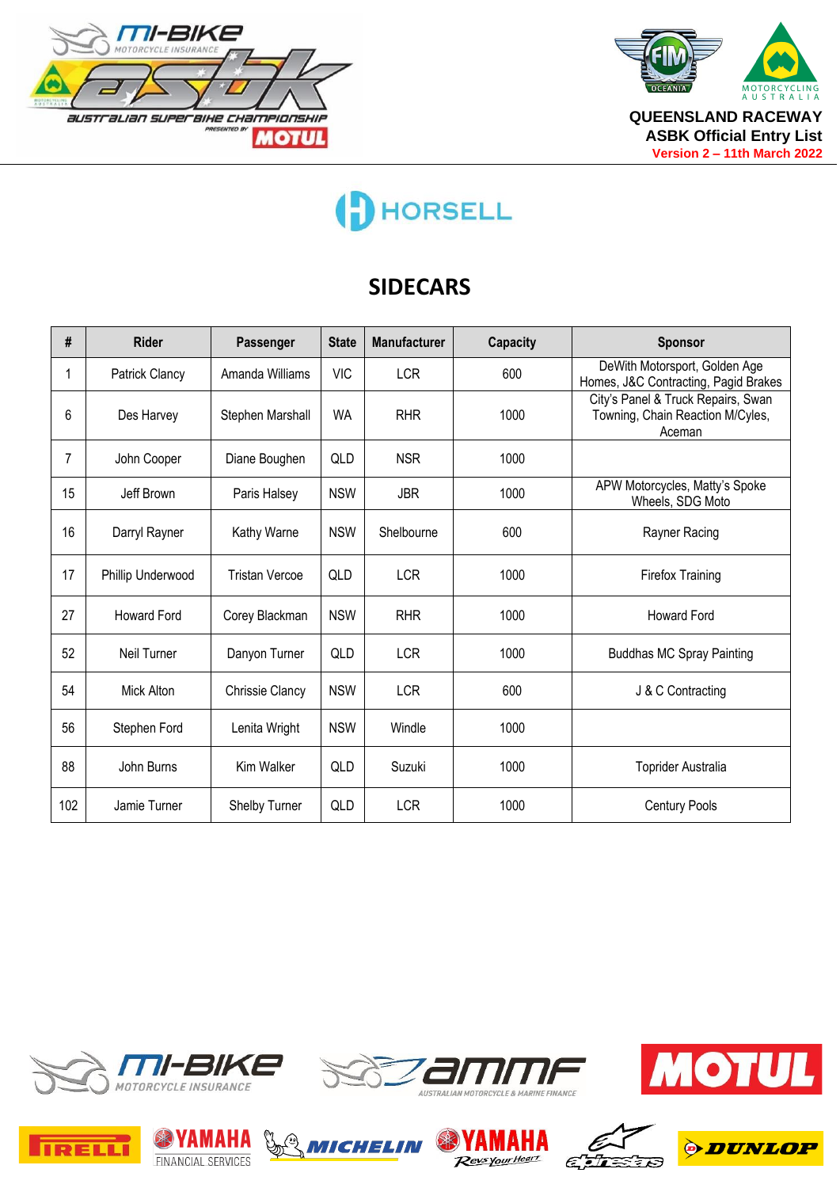QUEENSLAND RACEWAY
ASBK Official Entry List
Version 2 – 11th March 2022

HORSELL

## SIDECARS

| # | Rider | Passenger | State | Manufacturer | Capacity | Sponsor |
|---|---|---|---|---|---|---|
| 1 | Patrick Clancy | Amanda Williams | VIC | LCR | 600 | DeWith Motorsport, Golden Age Homes, J&C Contracting, Pagid Brakes |
| 6 | Des Harvey | Stephen Marshall | WA | RHR | 1000 | City's Panel & Truck Repairs, Swan Towning, Chain Reaction M/Cyles, Aceman |
| 7 | John Cooper | Diane Boughen | QLD | NSR | 1000 | |
| 15 | Jeff Brown | Paris Halsey | NSW | JBR | 1000 | APW Motorcycles, Matty's Spoke Wheels, SDG Moto |
| 16 | Darryl Rayner | Kathy Warne | NSW | Shelbourne | 600 | Rayner Racing |
| 17 | Phillip Underwood | Tristan Vercoe | QLD | LCR | 1000 | Firefox Training |
| 27 | Howard Ford | Corey Blackman | NSW | RHR | 1000 | Howard Ford |
| 52 | Neil Turner | Danyon Turner | QLD | LCR | 1000 | Buddhas MC Spray Painting |
| 54 | Mick Alton | Chrissie Clancy | NSW | LCR | 600 | J & C Contracting |
| 56 | Stephen Ford | Lenita Wright | NSW | Windle | 1000 | |
| 88 | John Burns | Kim Walker | QLD | Suzuki | 1000 | Toprider Australia |
| 102 | Jamie Turner | Shelby Turner | QLD | LCR | 1000 | Century Pools |